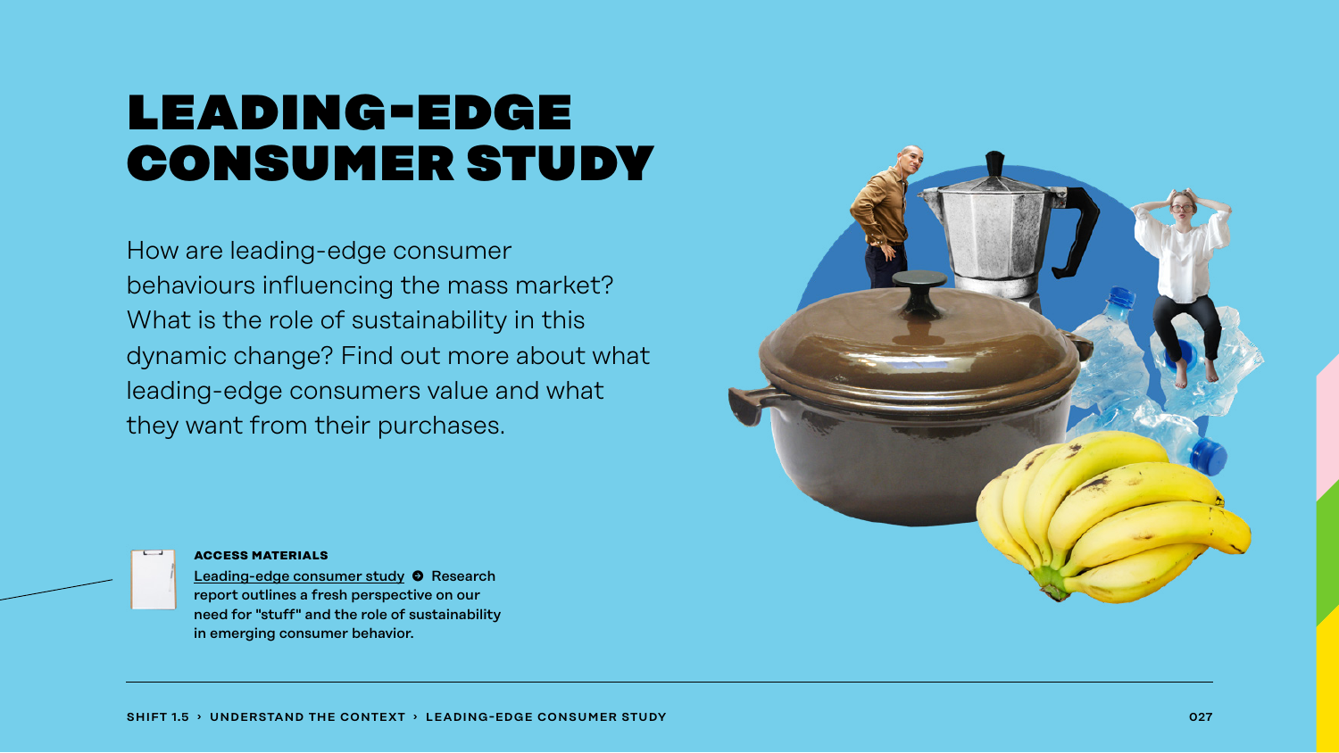# LEADING-EDGE CONSUMER STUDY

How are leading-edge consumer behaviours influencing the mass market? What is the role of sustainability in this dynamic change? Find out more about what leading-edge consumers value and what they want from their purchases.

**ACCESS MATERIALS**

**Leading-edge consumer study ➔ Research report outlines a fresh perspective on our need for "stuff" and the role of sustainability in emerging consumer behavior.**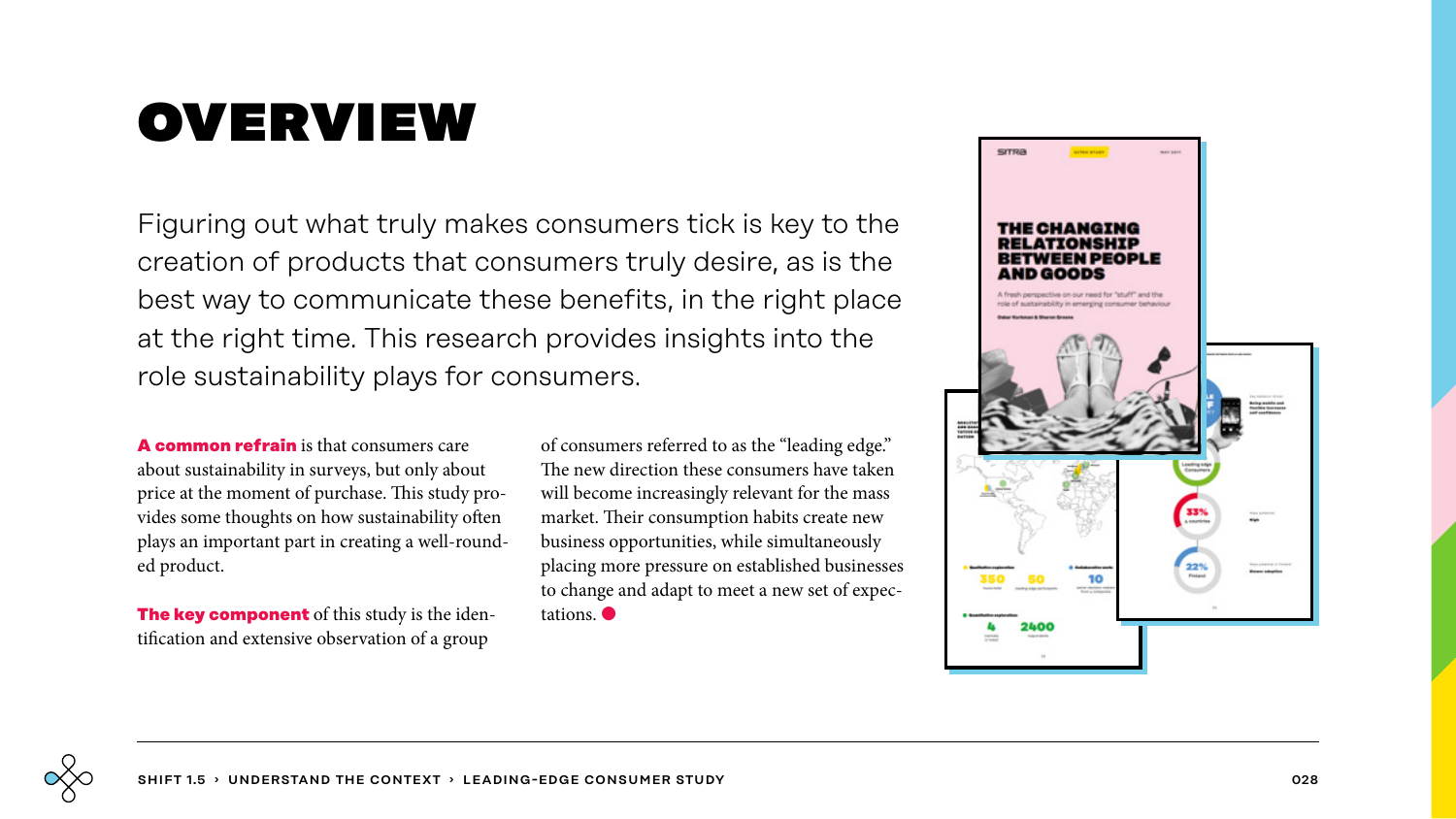# OVERVIEW

Figuring out what truly makes consumers tick is key to the creation of products that consumers truly desire, as is the best way to communicate these benefits, in the right place at the right time. This research provides insights into the role sustainability plays for consumers.

**A common refrain** is that consumers care about sustainability in surveys, but only about price at the moment of purchase. This study provides some thoughts on how sustainability often plays an important part in creating a well-rounded product.

**The key component** of this study is the identification and extensive observation of a group of consumers referred to as the "leading edge." The new direction these consumers have taken will become increasingly relevant for the mass market. Their consumption habits create new business opportunities, while simultaneously placing more pressure on established businesses to change and adapt to meet a new set of expectations.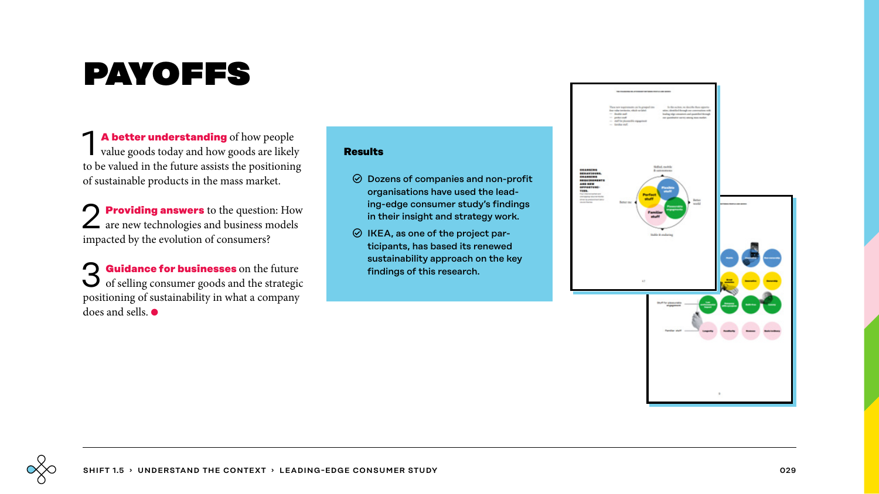# PAYOFFS

1 **A better understanding** of how people value goods today and how goods are likely to be valued in the future assists the positioning of sustainable products in the mass market.

2 **Providing answers** to the question: How are new technologies and business models impacted by the evolution of consumers?

3 **Guidance for businesses** on the future of selling consumer goods and the strategic positioning of sustainability in what a company does and sells. ●

**Results**

- Dozens of companies and non-profit organisations have used the leading-edge consumer study's findings in their insight and strategy work.
- IKEA, as one of the project participants, has based its renewed sustainability approach on the key findings of this research.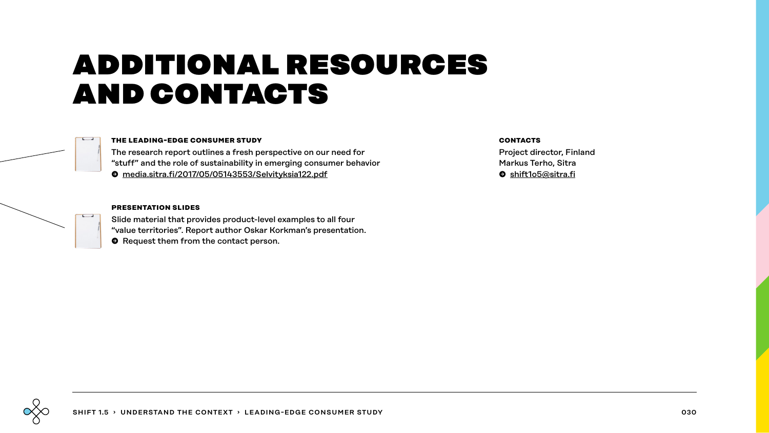# ADDITIONAL RESOURCES AND CONTACTS

**THE LEADING-EDGE CONSUMER STUDY**

The research report outlines a fresh perspective on our need for "stuff" and the role of sustainability in emerging consumer behavior

➔ media.sitra.fi/2017/05/05143553/Selvityksia122.pdf

**PRESENTATION SLIDES**

Slide material that provides product-level examples to all four "value territories". Report author Oskar Korkman's presentation.

➔ Request them from the contact person.

**CONTACTS**

Project director, Finland
Markus Terho, Sitra

➔ shift1o5@sitra.fi